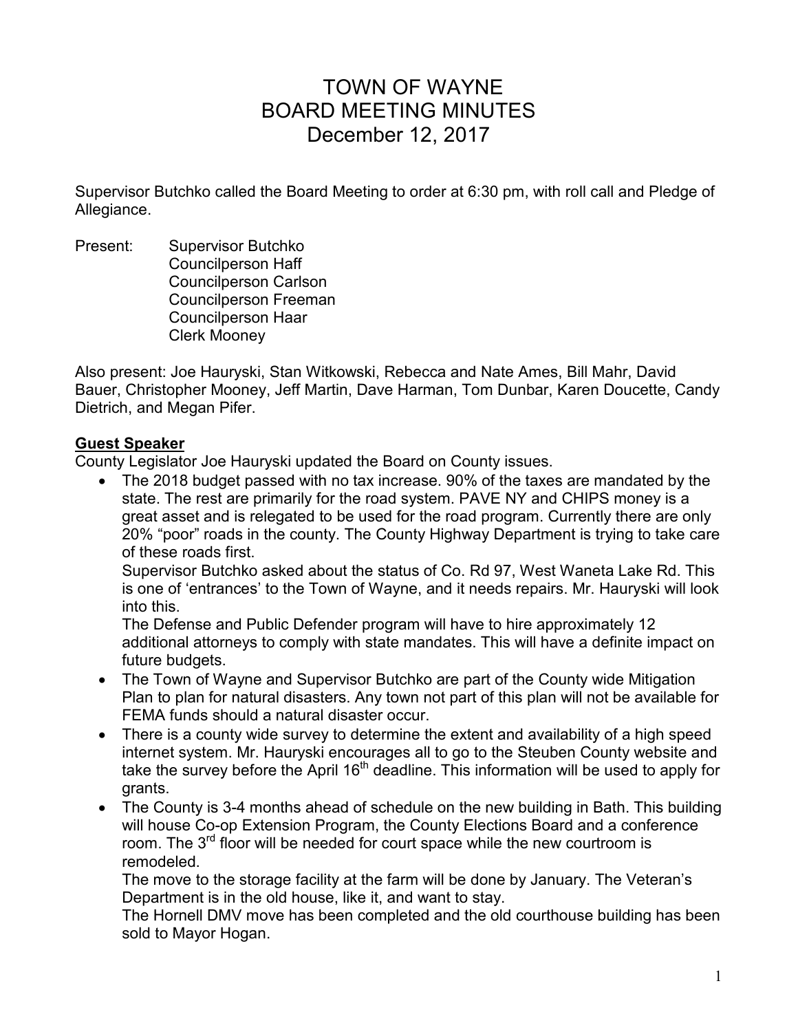# TOWN OF WAYNE
# BOARD MEETING MINUTES
# December 12, 2017

Supervisor Butchko called the Board Meeting to order at 6:30 pm, with roll call and Pledge of Allegiance.

Present: Supervisor Butchko
Councilperson Haff
Councilperson Carlson
Councilperson Freeman
Councilperson Haar
Clerk Mooney

Also present: Joe Hauryski, Stan Witkowski, Rebecca and Nate Ames, Bill Mahr, David Bauer, Christopher Mooney, Jeff Martin, Dave Harman, Tom Dunbar, Karen Doucette, Candy Dietrich, and Megan Pifer.

**Guest Speaker**

County Legislator Joe Hauryski updated the Board on County issues.

- The 2018 budget passed with no tax increase. 90% of the taxes are mandated by the state. The rest are primarily for the road system. PAVE NY and CHIPS money is a great asset and is relegated to be used for the road program. Currently there are only 20% "poor" roads in the county. The County Highway Department is trying to take care of these roads first.

  Supervisor Butchko asked about the status of Co. Rd 97, West Waneta Lake Rd. This is one of 'entrances' to the Town of Wayne, and it needs repairs. Mr. Hauryski will look into this.

  The Defense and Public Defender program will have to hire approximately 12 additional attorneys to comply with state mandates. This will have a definite impact on future budgets.
- The Town of Wayne and Supervisor Butchko are part of the County wide Mitigation Plan to plan for natural disasters. Any town not part of this plan will not be available for FEMA funds should a natural disaster occur.
- There is a county wide survey to determine the extent and availability of a high speed internet system. Mr. Hauryski encourages all to go to the Steuben County website and take the survey before the April 16th deadline. This information will be used to apply for grants.
- The County is 3-4 months ahead of schedule on the new building in Bath. This building will house Co-op Extension Program, the County Elections Board and a conference room. The 3rd floor will be needed for court space while the new courtroom is remodeled.

  The move to the storage facility at the farm will be done by January. The Veteran's Department is in the old house, like it, and want to stay.

  The Hornell DMV move has been completed and the old courthouse building has been sold to Mayor Hogan.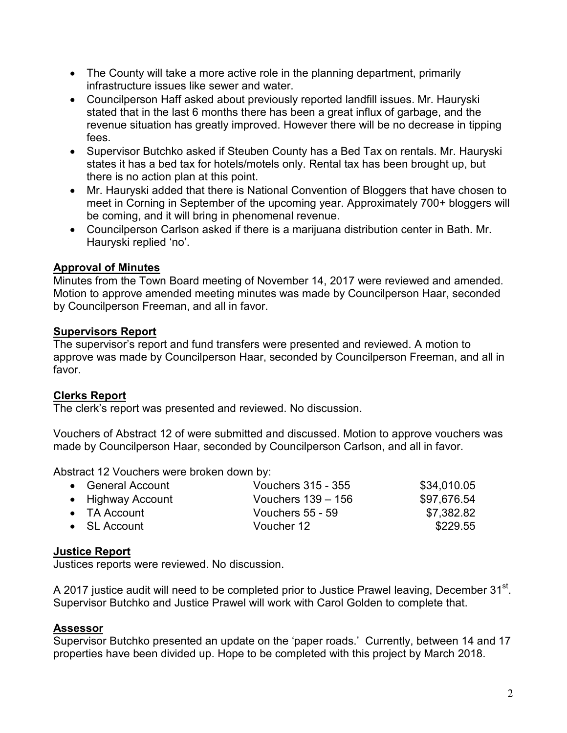- The County will take a more active role in the planning department, primarily infrastructure issues like sewer and water.
- Councilperson Haff asked about previously reported landfill issues. Mr. Hauryski stated that in the last 6 months there has been a great influx of garbage, and the revenue situation has greatly improved. However there will be no decrease in tipping fees.
- Supervisor Butchko asked if Steuben County has a Bed Tax on rentals. Mr. Hauryski states it has a bed tax for hotels/motels only. Rental tax has been brought up, but there is no action plan at this point.
- Mr. Hauryski added that there is National Convention of Bloggers that have chosen to meet in Corning in September of the upcoming year. Approximately 700+ bloggers will be coming, and it will bring in phenomenal revenue.
- Councilperson Carlson asked if there is a marijuana distribution center in Bath. Mr. Hauryski replied 'no'.

## Approval of Minutes

Minutes from the Town Board meeting of November 14, 2017 were reviewed and amended. Motion to approve amended meeting minutes was made by Councilperson Haar, seconded by Councilperson Freeman, and all in favor.

## Supervisors Report

The supervisor's report and fund transfers were presented and reviewed. A motion to approve was made by Councilperson Haar, seconded by Councilperson Freeman, and all in favor.

## Clerks Report

The clerk's report was presented and reviewed. No discussion.

Vouchers of Abstract 12 of were submitted and discussed. Motion to approve vouchers was made by Councilperson Haar, seconded by Councilperson Carlson, and all in favor.

Abstract 12 Vouchers were broken down by:

| Account | Vouchers | Amount |
|---|---|---|
| General Account | Vouchers 315 - 355 | $34,010.05 |
| Highway Account | Vouchers 139 – 156 | $97,676.54 |
| TA Account | Vouchers 55 - 59 | $7,382.82 |
| SL Account | Voucher 12 | $229.55 |

## Justice Report

Justices reports were reviewed. No discussion.

A 2017 justice audit will need to be completed prior to Justice Prawel leaving, December 31st. Supervisor Butchko and Justice Prawel will work with Carol Golden to complete that.

## Assessor

Supervisor Butchko presented an update on the 'paper roads.' Currently, between 14 and 17 properties have been divided up. Hope to be completed with this project by March 2018.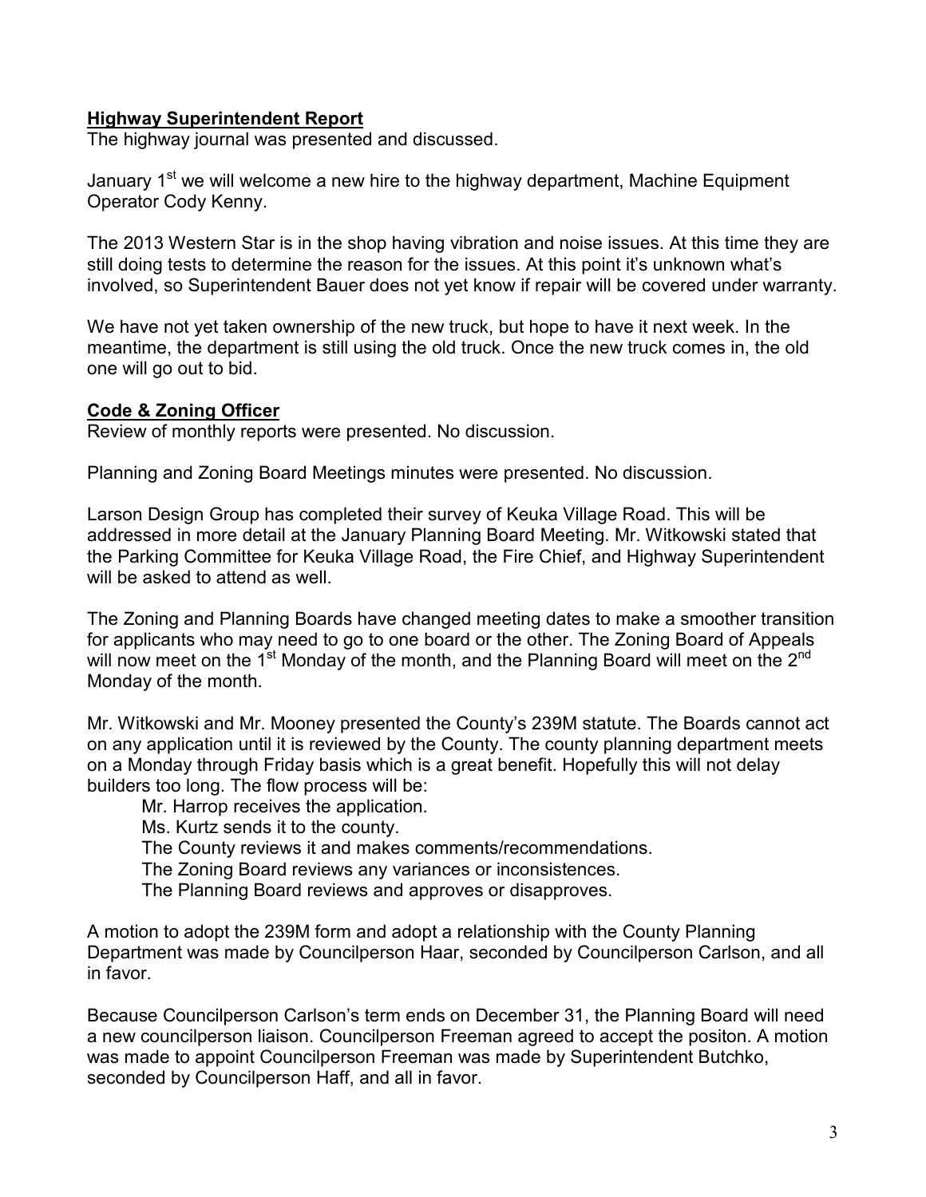**Highway Superintendent Report**

The highway journal was presented and discussed.

January 1st we will welcome a new hire to the highway department, Machine Equipment Operator Cody Kenny.

The 2013 Western Star is in the shop having vibration and noise issues. At this time they are still doing tests to determine the reason for the issues. At this point it's unknown what's involved, so Superintendent Bauer does not yet know if repair will be covered under warranty.

We have not yet taken ownership of the new truck, but hope to have it next week. In the meantime, the department is still using the old truck. Once the new truck comes in, the old one will go out to bid.

**Code & Zoning Officer**

Review of monthly reports were presented. No discussion.

Planning and Zoning Board Meetings minutes were presented. No discussion.

Larson Design Group has completed their survey of Keuka Village Road. This will be addressed in more detail at the January Planning Board Meeting. Mr. Witkowski stated that the Parking Committee for Keuka Village Road, the Fire Chief, and Highway Superintendent will be asked to attend as well.

The Zoning and Planning Boards have changed meeting dates to make a smoother transition for applicants who may need to go to one board or the other. The Zoning Board of Appeals will now meet on the 1st Monday of the month, and the Planning Board will meet on the 2nd Monday of the month.

Mr. Witkowski and Mr. Mooney presented the County's 239M statute. The Boards cannot act on any application until it is reviewed by the County. The county planning department meets on a Monday through Friday basis which is a great benefit. Hopefully this will not delay builders too long. The flow process will be:

- Mr. Harrop receives the application.
- Ms. Kurtz sends it to the county.
- The County reviews it and makes comments/recommendations.
- The Zoning Board reviews any variances or inconsistences.
- The Planning Board reviews and approves or disapproves.

A motion to adopt the 239M form and adopt a relationship with the County Planning Department was made by Councilperson Haar, seconded by Councilperson Carlson, and all in favor.

Because Councilperson Carlson's term ends on December 31, the Planning Board will need a new councilperson liaison. Councilperson Freeman agreed to accept the positon. A motion was made to appoint Councilperson Freeman was made by Superintendent Butchko, seconded by Councilperson Haff, and all in favor.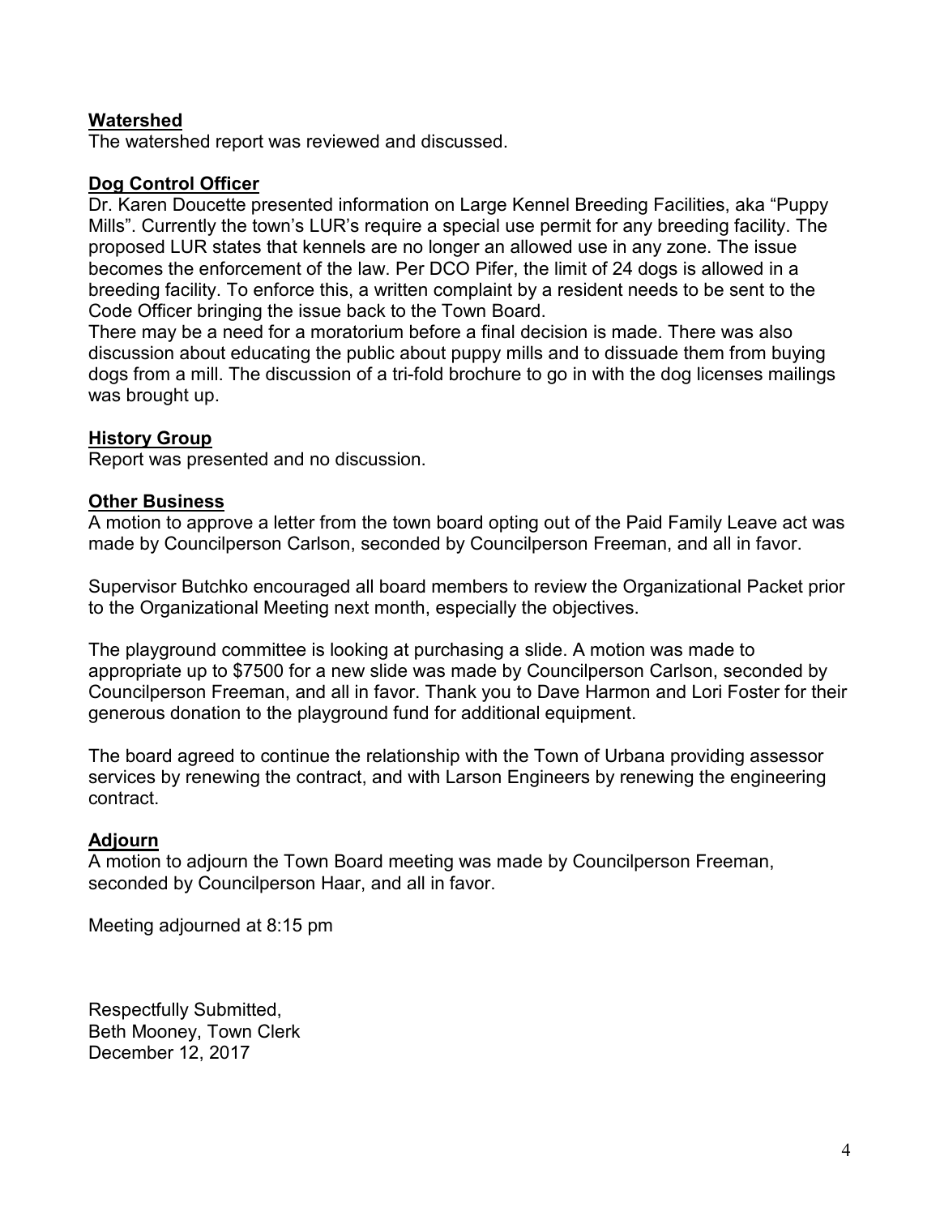**Watershed**

The watershed report was reviewed and discussed.

**Dog Control Officer**

Dr. Karen Doucette presented information on Large Kennel Breeding Facilities, aka "Puppy Mills". Currently the town's LUR's require a special use permit for any breeding facility. The proposed LUR states that kennels are no longer an allowed use in any zone. The issue becomes the enforcement of the law. Per DCO Pifer, the limit of 24 dogs is allowed in a breeding facility. To enforce this, a written complaint by a resident needs to be sent to the Code Officer bringing the issue back to the Town Board.

There may be a need for a moratorium before a final decision is made. There was also discussion about educating the public about puppy mills and to dissuade them from buying dogs from a mill. The discussion of a tri-fold brochure to go in with the dog licenses mailings was brought up.

**History Group**

Report was presented and no discussion.

**Other Business**

A motion to approve a letter from the town board opting out of the Paid Family Leave act was made by Councilperson Carlson, seconded by Councilperson Freeman, and all in favor.

Supervisor Butchko encouraged all board members to review the Organizational Packet prior to the Organizational Meeting next month, especially the objectives.

The playground committee is looking at purchasing a slide. A motion was made to appropriate up to $7500 for a new slide was made by Councilperson Carlson, seconded by Councilperson Freeman, and all in favor. Thank you to Dave Harmon and Lori Foster for their generous donation to the playground fund for additional equipment.

The board agreed to continue the relationship with the Town of Urbana providing assessor services by renewing the contract, and with Larson Engineers by renewing the engineering contract.

**Adjourn**

A motion to adjourn the Town Board meeting was made by Councilperson Freeman, seconded by Councilperson Haar, and all in favor.

Meeting adjourned at 8:15 pm

Respectfully Submitted,
Beth Mooney, Town Clerk
December 12, 2017